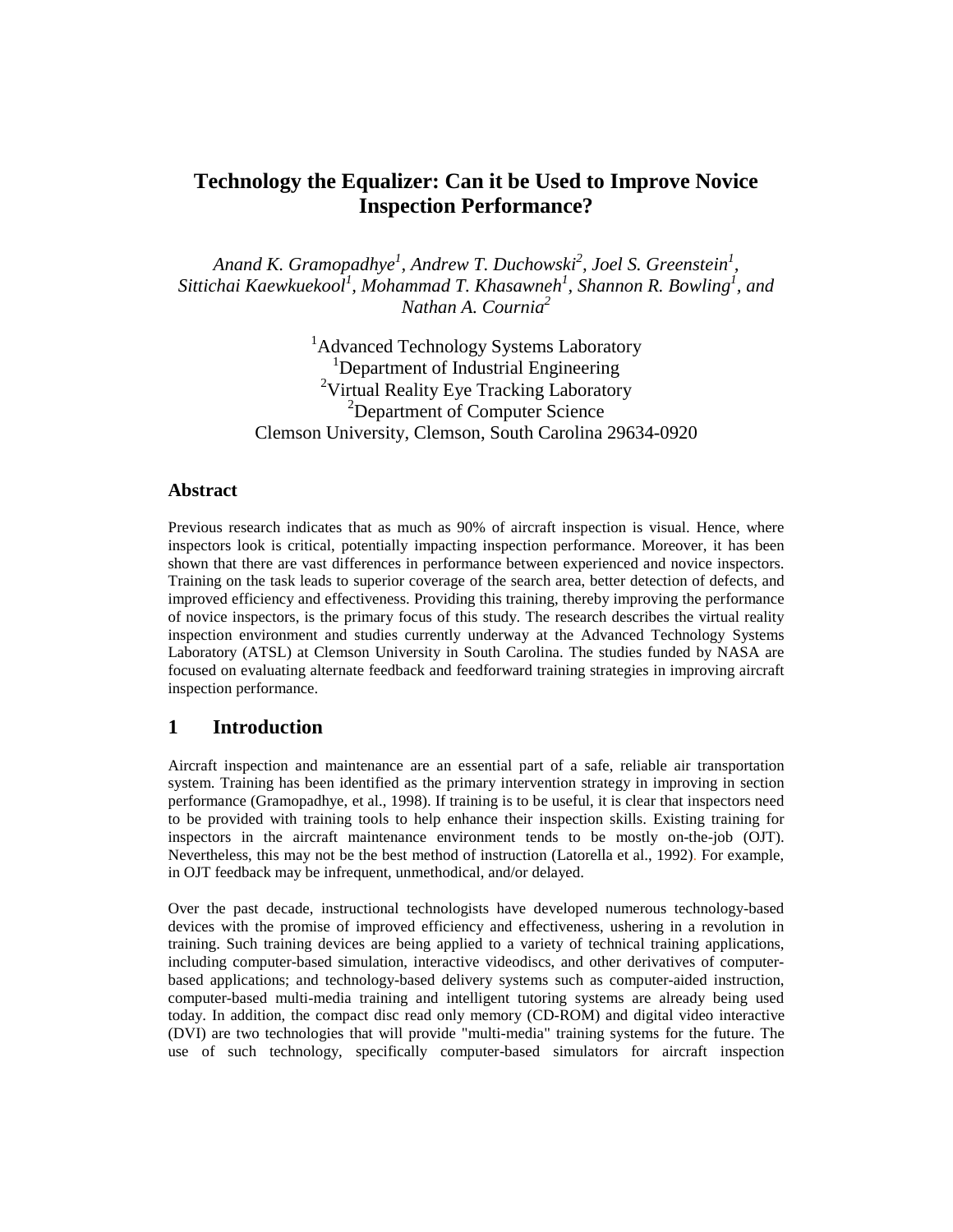# Technology the Equalizer: Can it be Used to Improve Novice Inspection Performance?

*Anand K. Gramopadhye[1], Andrew T. Duchowski[2], Joel S. Greenstein[1], Sittichai Kaewkuekool[1], Mohammad T. Khasawneh[1], Shannon R. Bowling[1], and Nathan A. Cournia[2]*

[1]Advanced Technology Systems Laboratory
[1]Department of Industrial Engineering
[2]Virtual Reality Eye Tracking Laboratory
[2]Department of Computer Science
Clemson University, Clemson, South Carolina 29634-0920

## Abstract

Previous research indicates that as much as 90% of aircraft inspection is visual. Hence, where inspectors look is critical, potentially impacting inspection performance. Moreover, it has been shown that there are vast differences in performance between experienced and novice inspectors. Training on the task leads to superior coverage of the search area, better detection of defects, and improved efficiency and effectiveness. Providing this training, thereby improving the performance of novice inspectors, is the primary focus of this study. The research describes the virtual reality inspection environment and studies currently underway at the Advanced Technology Systems Laboratory (ATSL) at Clemson University in South Carolina. The studies funded by NASA are focused on evaluating alternate feedback and feedforward training strategies in improving aircraft inspection performance.

## 1 Introduction

Aircraft inspection and maintenance are an essential part of a safe, reliable air transportation system. Training has been identified as the primary intervention strategy in improving in section performance (Gramopadhye, et al., 1998). If training is to be useful, it is clear that inspectors need to be provided with training tools to help enhance their inspection skills. Existing training for inspectors in the aircraft maintenance environment tends to be mostly on-the-job (OJT). Nevertheless, this may not be the best method of instruction (Latorella et al., 1992). For example, in OJT feedback may be infrequent, unmethodical, and/or delayed.

Over the past decade, instructional technologists have developed numerous technology-based devices with the promise of improved efficiency and effectiveness, ushering in a revolution in training. Such training devices are being applied to a variety of technical training applications, including computer-based simulation, interactive videodiscs, and other derivatives of computer-based applications; and technology-based delivery systems such as computer-aided instruction, computer-based multi-media training and intelligent tutoring systems are already being used today. In addition, the compact disc read only memory (CD-ROM) and digital video interactive (DVI) are two technologies that will provide "multi-media" training systems for the future. The use of such technology, specifically computer-based simulators for aircraft inspection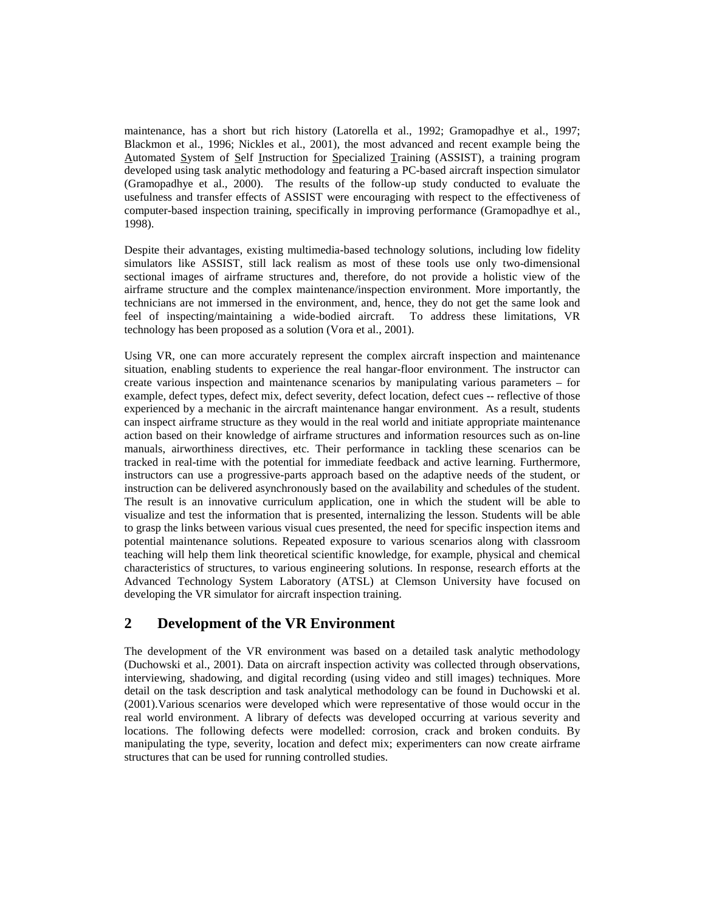maintenance, has a short but rich history (Latorella et al., 1992; Gramopadhye et al., 1997; Blackmon et al., 1996; Nickles et al., 2001), the most advanced and recent example being the Automated System of Self Instruction for Specialized Training (ASSIST), a training program developed using task analytic methodology and featuring a PC-based aircraft inspection simulator (Gramopadhye et al., 2000). The results of the follow-up study conducted to evaluate the usefulness and transfer effects of ASSIST were encouraging with respect to the effectiveness of computer-based inspection training, specifically in improving performance (Gramopadhye et al., 1998).

Despite their advantages, existing multimedia-based technology solutions, including low fidelity simulators like ASSIST, still lack realism as most of these tools use only two-dimensional sectional images of airframe structures and, therefore, do not provide a holistic view of the airframe structure and the complex maintenance/inspection environment. More importantly, the technicians are not immersed in the environment, and, hence, they do not get the same look and feel of inspecting/maintaining a wide-bodied aircraft. To address these limitations, VR technology has been proposed as a solution (Vora et al., 2001).

Using VR, one can more accurately represent the complex aircraft inspection and maintenance situation, enabling students to experience the real hangar-floor environment. The instructor can create various inspection and maintenance scenarios by manipulating various parameters – for example, defect types, defect mix, defect severity, defect location, defect cues -- reflective of those experienced by a mechanic in the aircraft maintenance hangar environment. As a result, students can inspect airframe structure as they would in the real world and initiate appropriate maintenance action based on their knowledge of airframe structures and information resources such as on-line manuals, airworthiness directives, etc. Their performance in tackling these scenarios can be tracked in real-time with the potential for immediate feedback and active learning. Furthermore, instructors can use a progressive-parts approach based on the adaptive needs of the student, or instruction can be delivered asynchronously based on the availability and schedules of the student. The result is an innovative curriculum application, one in which the student will be able to visualize and test the information that is presented, internalizing the lesson. Students will be able to grasp the links between various visual cues presented, the need for specific inspection items and potential maintenance solutions. Repeated exposure to various scenarios along with classroom teaching will help them link theoretical scientific knowledge, for example, physical and chemical characteristics of structures, to various engineering solutions. In response, research efforts at the Advanced Technology System Laboratory (ATSL) at Clemson University have focused on developing the VR simulator for aircraft inspection training.

## 2 Development of the VR Environment

The development of the VR environment was based on a detailed task analytic methodology (Duchowski et al., 2001). Data on aircraft inspection activity was collected through observations, interviewing, shadowing, and digital recording (using video and still images) techniques. More detail on the task description and task analytical methodology can be found in Duchowski et al. (2001).Various scenarios were developed which were representative of those would occur in the real world environment. A library of defects was developed occurring at various severity and locations. The following defects were modelled: corrosion, crack and broken conduits. By manipulating the type, severity, location and defect mix; experimenters can now create airframe structures that can be used for running controlled studies.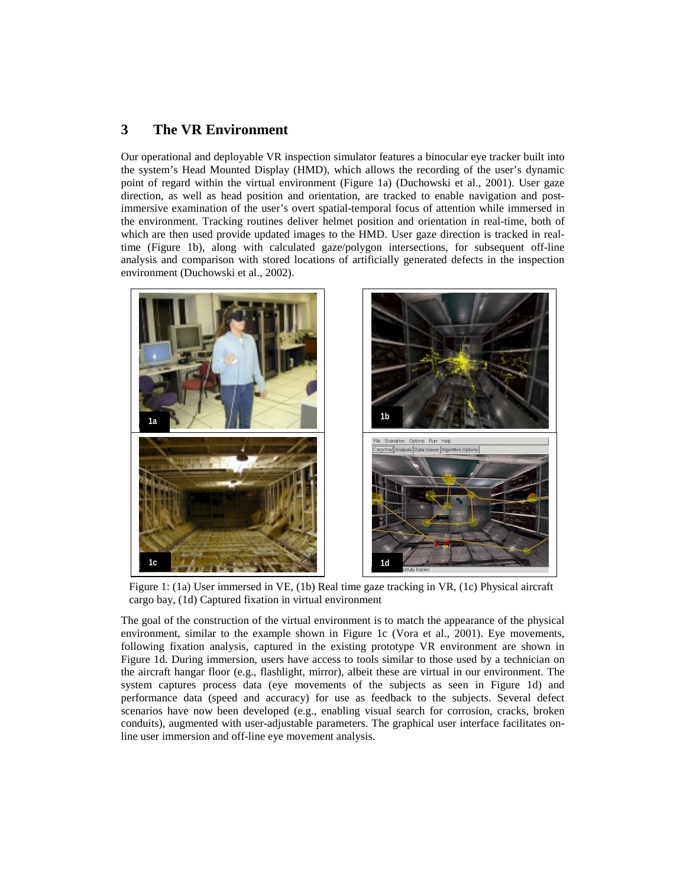# 3 The VR Environment

Our operational and deployable VR inspection simulator features a binocular eye tracker built into the system's Head Mounted Display (HMD), which allows the recording of the user's dynamic point of regard within the virtual environment (Figure 1a) (Duchowski et al., 2001). User gaze direction, as well as head position and orientation, are tracked to enable navigation and post-immersive examination of the user's overt spatial-temporal focus of attention while immersed in the environment. Tracking routines deliver helmet position and orientation in real-time, both of which are then used provide updated images to the HMD. User gaze direction is tracked in real-time (Figure 1b), along with calculated gaze/polygon intersections, for subsequent off-line analysis and comparison with stored locations of artificially generated defects in the inspection environment (Duchowski et al., 2002).

Figure 1: (1a) User immersed in VE, (1b) Real time gaze tracking in VR, (1c) Physical aircraft cargo bay, (1d) Captured fixation in virtual environment

The goal of the construction of the virtual environment is to match the appearance of the physical environment, similar to the example shown in Figure 1c (Vora et al., 2001). Eye movements, following fixation analysis, captured in the existing prototype VR environment are shown in Figure 1d. During immersion, users have access to tools similar to those used by a technician on the aircraft hangar floor (e.g., flashlight, mirror), albeit these are virtual in our environment. The system captures process data (eye movements of the subjects as seen in Figure 1d) and performance data (speed and accuracy) for use as feedback to the subjects. Several defect scenarios have now been developed (e.g., enabling visual search for corrosion, cracks, broken conduits), augmented with user-adjustable parameters. The graphical user interface facilitates on-line user immersion and off-line eye movement analysis.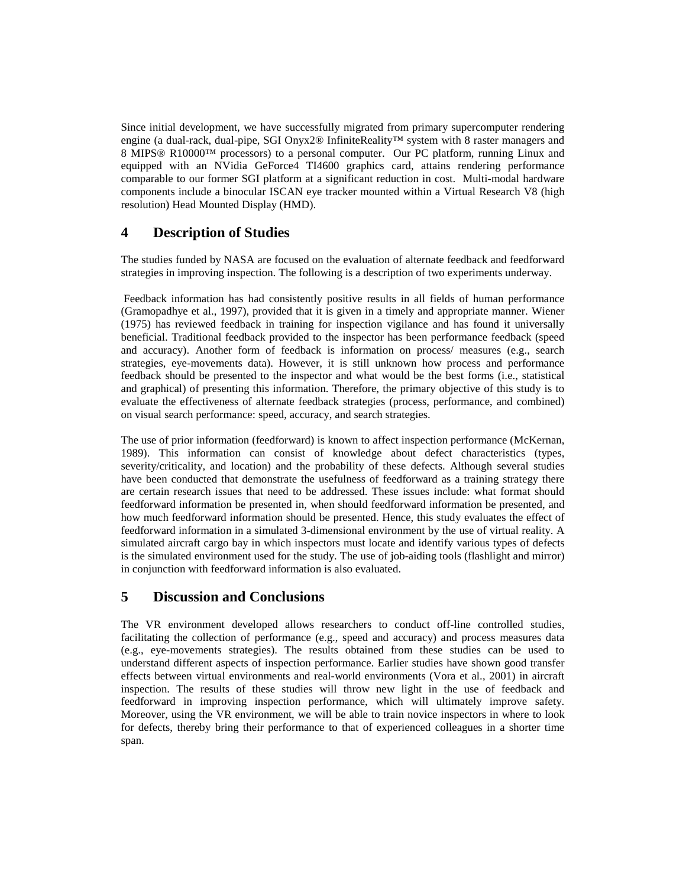Since initial development, we have successfully migrated from primary supercomputer rendering engine (a dual-rack, dual-pipe, SGI Onyx2® InfiniteReality™ system with 8 raster managers and 8 MIPS® R10000™ processors) to a personal computer. Our PC platform, running Linux and equipped with an NVidia GeForce4 TI4600 graphics card, attains rendering performance comparable to our former SGI platform at a significant reduction in cost. Multi-modal hardware components include a binocular ISCAN eye tracker mounted within a Virtual Research V8 (high resolution) Head Mounted Display (HMD).

## 4 Description of Studies

The studies funded by NASA are focused on the evaluation of alternate feedback and feedforward strategies in improving inspection. The following is a description of two experiments underway.

Feedback information has had consistently positive results in all fields of human performance (Gramopadhye et al., 1997), provided that it is given in a timely and appropriate manner. Wiener (1975) has reviewed feedback in training for inspection vigilance and has found it universally beneficial. Traditional feedback provided to the inspector has been performance feedback (speed and accuracy). Another form of feedback is information on process/ measures (e.g., search strategies, eye-movements data). However, it is still unknown how process and performance feedback should be presented to the inspector and what would be the best forms (i.e., statistical and graphical) of presenting this information. Therefore, the primary objective of this study is to evaluate the effectiveness of alternate feedback strategies (process, performance, and combined) on visual search performance: speed, accuracy, and search strategies.

The use of prior information (feedforward) is known to affect inspection performance (McKernan, 1989). This information can consist of knowledge about defect characteristics (types, severity/criticality, and location) and the probability of these defects. Although several studies have been conducted that demonstrate the usefulness of feedforward as a training strategy there are certain research issues that need to be addressed. These issues include: what format should feedforward information be presented in, when should feedforward information be presented, and how much feedforward information should be presented. Hence, this study evaluates the effect of feedforward information in a simulated 3-dimensional environment by the use of virtual reality. A simulated aircraft cargo bay in which inspectors must locate and identify various types of defects is the simulated environment used for the study. The use of job-aiding tools (flashlight and mirror) in conjunction with feedforward information is also evaluated.

## 5 Discussion and Conclusions

The VR environment developed allows researchers to conduct off-line controlled studies, facilitating the collection of performance (e.g., speed and accuracy) and process measures data (e.g., eye-movements strategies). The results obtained from these studies can be used to understand different aspects of inspection performance. Earlier studies have shown good transfer effects between virtual environments and real-world environments (Vora et al., 2001) in aircraft inspection. The results of these studies will throw new light in the use of feedback and feedforward in improving inspection performance, which will ultimately improve safety. Moreover, using the VR environment, we will be able to train novice inspectors in where to look for defects, thereby bring their performance to that of experienced colleagues in a shorter time span.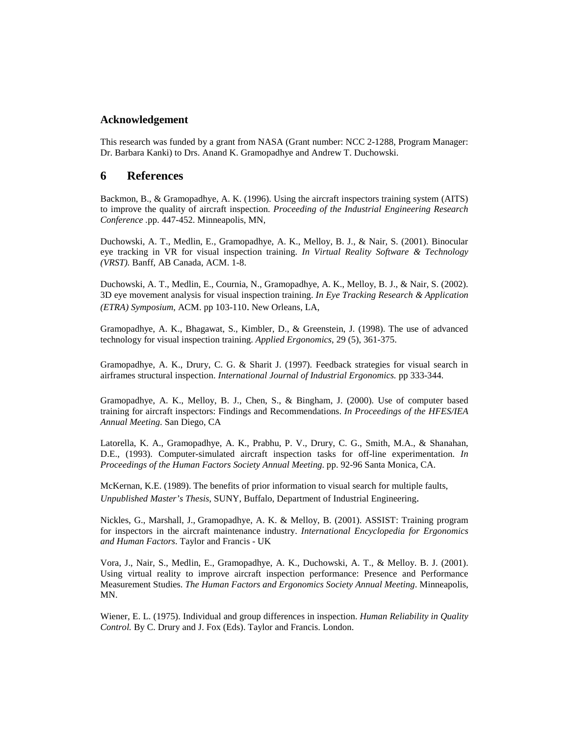## Acknowledgement

This research was funded by a grant from NASA (Grant number: NCC 2-1288, Program Manager: Dr. Barbara Kanki) to Drs. Anand K. Gramopadhye and Andrew T. Duchowski.

## 6 References

Backmon, B., & Gramopadhye, A. K. (1996). Using the aircraft inspectors training system (AITS) to improve the quality of aircraft inspection. *Proceeding of the Industrial Engineering Research Conference* .pp. 447-452. Minneapolis, MN,

Duchowski, A. T., Medlin, E., Gramopadhye, A. K., Melloy, B. J., & Nair, S. (2001). Binocular eye tracking in VR for visual inspection training. *In Virtual Reality Software & Technology (VRST).* Banff, AB Canada, ACM. 1-8.

Duchowski, A. T., Medlin, E., Cournia, N., Gramopadhye, A. K., Melloy, B. J., & Nair, S. (2002). 3D eye movement analysis for visual inspection training. *In Eye Tracking Research & Application (ETRA) Symposium*, ACM. pp 103-110. New Orleans, LA,

Gramopadhye, A. K., Bhagawat, S., Kimbler, D., & Greenstein, J. (1998). The use of advanced technology for visual inspection training. *Applied Ergonomics*, 29 (5), 361-375.

Gramopadhye, A. K., Drury, C. G. & Sharit J. (1997). Feedback strategies for visual search in airframes structural inspection. *International Journal of Industrial Ergonomics.* pp 333-344.

Gramopadhye, A. K., Melloy, B. J., Chen, S., & Bingham, J. (2000). Use of computer based training for aircraft inspectors: Findings and Recommendations. *In Proceedings of the HFES/IEA Annual Meeting*. San Diego, CA

Latorella, K. A., Gramopadhye, A. K., Prabhu, P. V., Drury, C. G., Smith, M.A., & Shanahan, D.E., (1993). Computer-simulated aircraft inspection tasks for off-line experimentation. *In Proceedings of the Human Factors Society Annual Meeting*. pp. 92-96 Santa Monica, CA.

McKernan, K.E. (1989). The benefits of prior information to visual search for multiple faults, *Unpublished Master's Thesis*, SUNY, Buffalo, Department of Industrial Engineering.

Nickles, G., Marshall, J., Gramopadhye, A. K. & Melloy, B. (2001). ASSIST: Training program for inspectors in the aircraft maintenance industry. *International Encyclopedia for Ergonomics and Human Factors*. Taylor and Francis - UK

Vora, J., Nair, S., Medlin, E., Gramopadhye, A. K., Duchowski, A. T., & Melloy. B. J. (2001). Using virtual reality to improve aircraft inspection performance: Presence and Performance Measurement Studies. *The Human Factors and Ergonomics Society Annual Meeting*. Minneapolis, MN.

Wiener, E. L. (1975). Individual and group differences in inspection. *Human Reliability in Quality Control.* By C. Drury and J. Fox (Eds). Taylor and Francis. London.